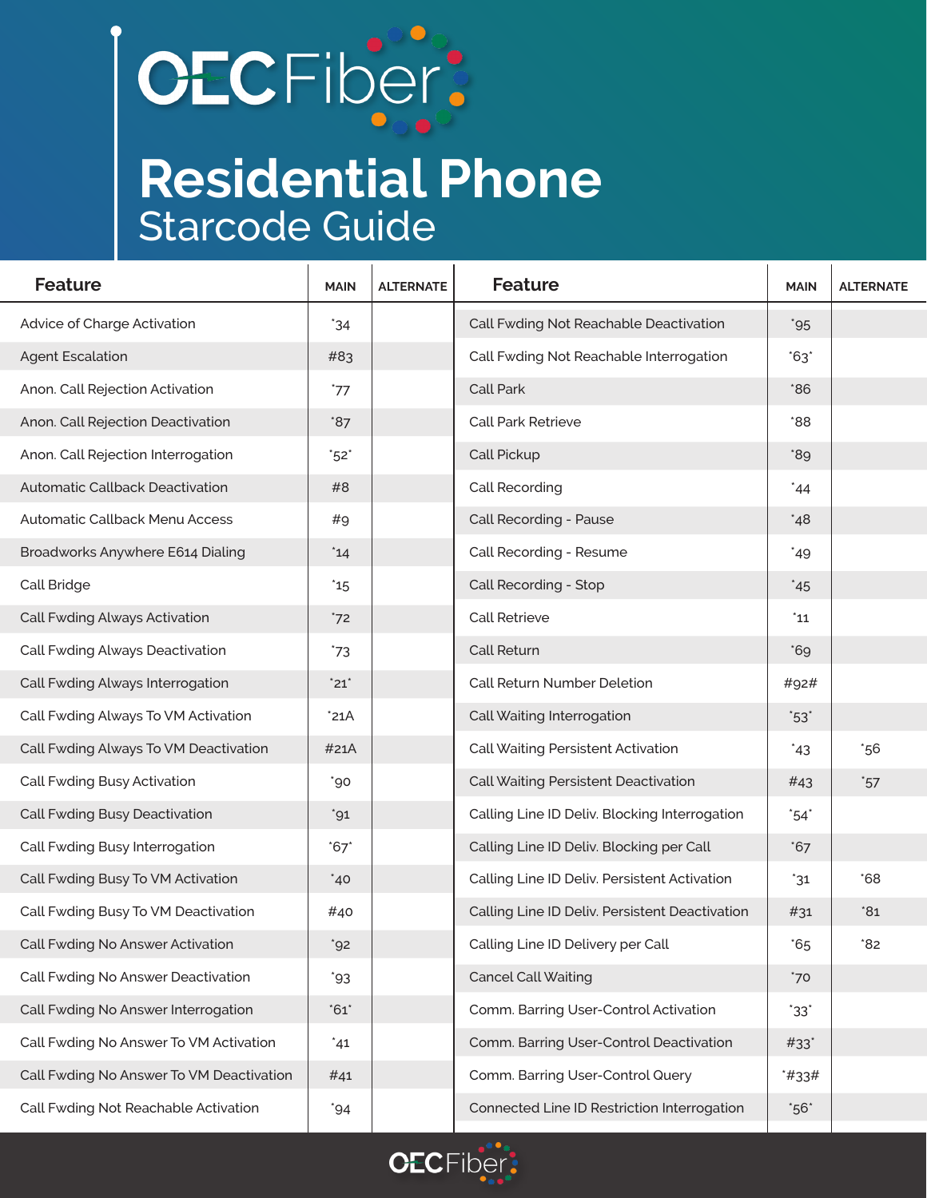# OEC Fiber

# Residential Phone

## Starcode Guide

| Feature | MAIN | ALTERNATE |
|---|---|---|
| Advice of Charge Activation | *34 | |
| Agent Escalation | #83 | |
| Anon. Call Rejection Activation | *77 | |
| Anon. Call Rejection Deactivation | *87 | |
| Anon. Call Rejection Interrogation | *52* | |
| Automatic Callback Deactivation | #8 | |
| Automatic Callback Menu Access | #9 | |
| Broadworks Anywhere E614 Dialing | *14 | |
| Call Bridge | *15 | |
| Call Fwding Always Activation | *72 | |
| Call Fwding Always Deactivation | *73 | |
| Call Fwding Always Interrogation | *21* | |
| Call Fwding Always To VM Activation | *21A | |
| Call Fwding Always To VM Deactivation | #21A | |
| Call Fwding Busy Activation | *90 | |
| Call Fwding Busy Deactivation | *91 | |
| Call Fwding Busy Interrogation | *67* | |
| Call Fwding Busy To VM Activation | *40 | |
| Call Fwding Busy To VM Deactivation | #40 | |
| Call Fwding No Answer Activation | *92 | |
| Call Fwding No Answer Deactivation | *93 | |
| Call Fwding No Answer Interrogation | *61* | |
| Call Fwding No Answer To VM Activation | *41 | |
| Call Fwding No Answer To VM Deactivation | #41 | |
| Call Fwding Not Reachable Activation | *94 | |
| Call Fwding Not Reachable Deactivation | *95 | |
| Call Fwding Not Reachable Interrogation | *63* | |
| Call Park | *86 | |
| Call Park Retrieve | *88 | |
| Call Pickup | *89 | |
| Call Recording | *44 | |
| Call Recording - Pause | *48 | |
| Call Recording - Resume | *49 | |
| Call Recording - Stop | *45 | |
| Call Retrieve | *11 | |
| Call Return | *69 | |
| Call Return Number Deletion | #92# | |
| Call Waiting Interrogation | *53* | |
| Call Waiting Persistent Activation | *43 | *56 |
| Call Waiting Persistent Deactivation | #43 | *57 |
| Calling Line ID Deliv. Blocking Interrogation | *54* | |
| Calling Line ID Deliv. Blocking per Call | *67 | |
| Calling Line ID Deliv. Persistent Activation | *31 | *68 |
| Calling Line ID Deliv. Persistent Deactivation | #31 | *81 |
| Calling Line ID Delivery per Call | *65 | *82 |
| Cancel Call Waiting | *70 | |
| Comm. Barring User-Control Activation | *33* | |
| Comm. Barring User-Control Deactivation | #33* | |
| Comm. Barring User-Control Query | *#33# | |
| Connected Line ID Restriction Interrogation | *56* | |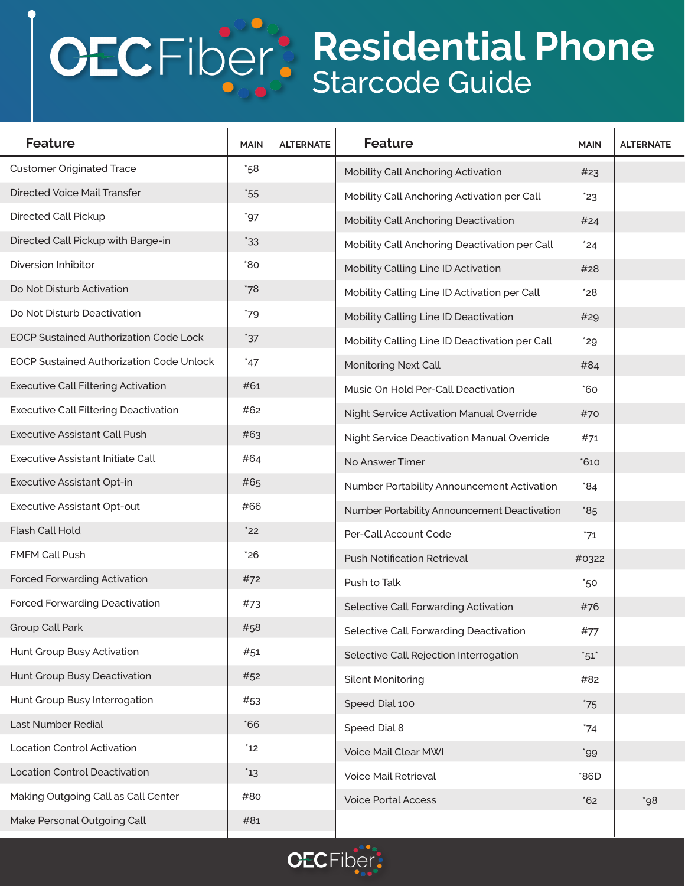# OECFiber Residential Phone Starcode Guide

| Feature | MAIN | ALTERNATE |
|---|---|---|
| Customer Originated Trace | *58 | |
| Directed Voice Mail Transfer | *55 | |
| Directed Call Pickup | *97 | |
| Directed Call Pickup with Barge-in | *33 | |
| Diversion Inhibitor | *80 | |
| Do Not Disturb Activation | *78 | |
| Do Not Disturb Deactivation | *79 | |
| EOCP Sustained Authorization Code Lock | *37 | |
| EOCP Sustained Authorization Code Unlock | *47 | |
| Executive Call Filtering Activation | #61 | |
| Executive Call Filtering Deactivation | #62 | |
| Executive Assistant Call Push | #63 | |
| Executive Assistant Initiate Call | #64 | |
| Executive Assistant Opt-in | #65 | |
| Executive Assistant Opt-out | #66 | |
| Flash Call Hold | *22 | |
| FMFM Call Push | *26 | |
| Forced Forwarding Activation | #72 | |
| Forced Forwarding Deactivation | #73 | |
| Group Call Park | #58 | |
| Hunt Group Busy Activation | #51 | |
| Hunt Group Busy Deactivation | #52 | |
| Hunt Group Busy Interrogation | #53 | |
| Last Number Redial | *66 | |
| Location Control Activation | *12 | |
| Location Control Deactivation | *13 | |
| Making Outgoing Call as Call Center | #80 | |
| Make Personal Outgoing Call | #81 | |
| Mobility Call Anchoring Activation | #23 | |
| Mobility Call Anchoring Activation per Call | *23 | |
| Mobility Call Anchoring Deactivation | #24 | |
| Mobility Call Anchoring Deactivation per Call | *24 | |
| Mobility Calling Line ID Activation | #28 | |
| Mobility Calling Line ID Activation per Call | *28 | |
| Mobility Calling Line ID Deactivation | #29 | |
| Mobility Calling Line ID Deactivation per Call | *29 | |
| Monitoring Next Call | #84 | |
| Music On Hold Per-Call Deactivation | *60 | |
| Night Service Activation Manual Override | #70 | |
| Night Service Deactivation Manual Override | #71 | |
| No Answer Timer | *610 | |
| Number Portability Announcement Activation | *84 | |
| Number Portability Announcement Deactivation | *85 | |
| Per-Call Account Code | *71 | |
| Push Notification Retrieval | #0322 | |
| Push to Talk | *50 | |
| Selective Call Forwarding Activation | #76 | |
| Selective Call Forwarding Deactivation | #77 | |
| Selective Call Rejection Interrogation | *51* | |
| Silent Monitoring | #82 | |
| Speed Dial 100 | *75 | |
| Speed Dial 8 | *74 | |
| Voice Mail Clear MWI | *99 | |
| Voice Mail Retrieval | *86D | |
| Voice Portal Access | *62 | *98 |